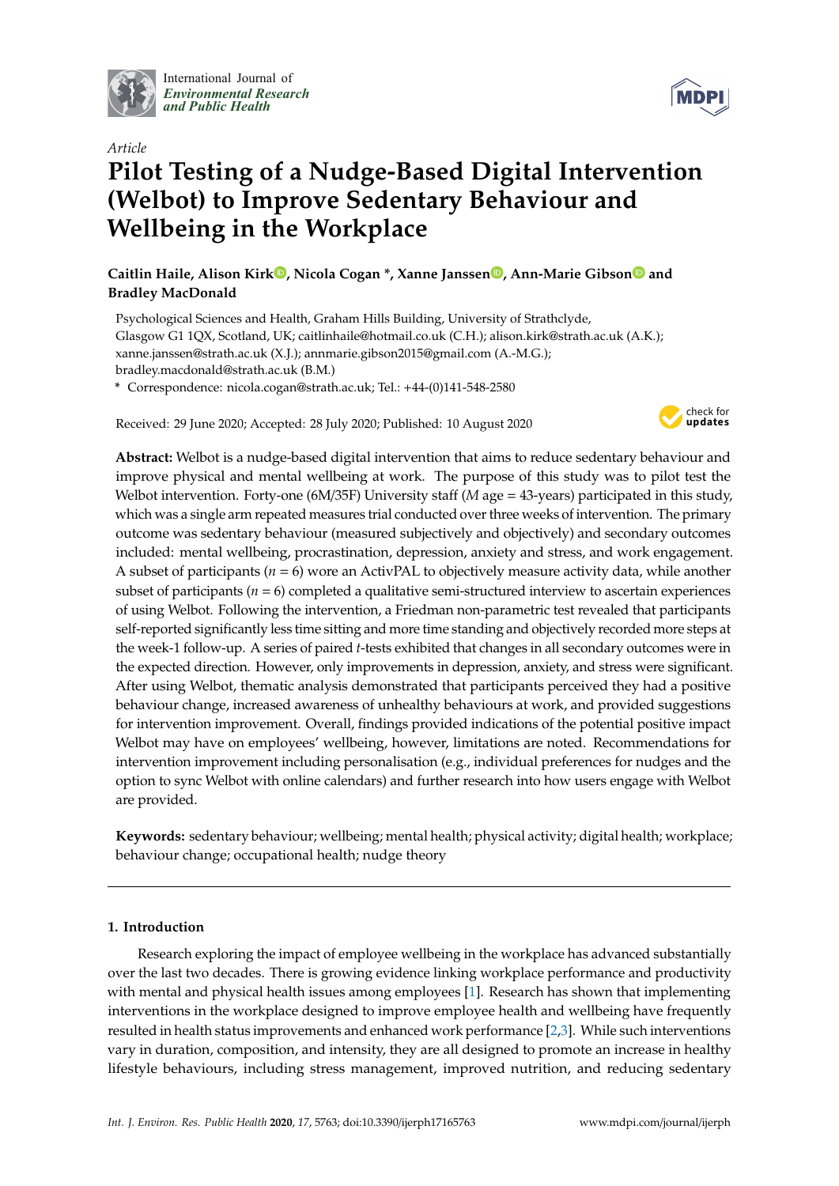*Article*

# Pilot Testing of a Nudge-Based Digital Intervention (Welbot) to Improve Sedentary Behaviour and Wellbeing in the Workplace

**Caitlin Haile, Alison Kirk, Nicola Cogan \*, Xanne Janssen, Ann-Marie Gibson and Bradley MacDonald**

Psychological Sciences and Health, Graham Hills Building, University of Strathclyde, Glasgow G1 1QX, Scotland, UK; caitlinhaile@hotmail.co.uk (C.H.); alison.kirk@strath.ac.uk (A.K.); xanne.janssen@strath.ac.uk (X.J.); annmarie.gibson2015@gmail.com (A.-M.G.); bradley.macdonald@strath.ac.uk (B.M.)

\* Correspondence: nicola.cogan@strath.ac.uk; Tel.: +44-(0)141-548-2580

Received: 29 June 2020; Accepted: 28 July 2020; Published: 10 August 2020

**Abstract:** Welbot is a nudge-based digital intervention that aims to reduce sedentary behaviour and improve physical and mental wellbeing at work. The purpose of this study was to pilot test the Welbot intervention. Forty-one (6M/35F) University staff (*M* age = 43-years) participated in this study, which was a single arm repeated measures trial conducted over three weeks of intervention. The primary outcome was sedentary behaviour (measured subjectively and objectively) and secondary outcomes included: mental wellbeing, procrastination, depression, anxiety and stress, and work engagement. A subset of participants ($n = 6$) wore an ActivPAL to objectively measure activity data, while another subset of participants ($n = 6$) completed a qualitative semi-structured interview to ascertain experiences of using Welbot. Following the intervention, a Friedman non-parametric test revealed that participants self-reported significantly less time sitting and more time standing and objectively recorded more steps at the week-1 follow-up. A series of paired *t*-tests exhibited that changes in all secondary outcomes were in the expected direction. However, only improvements in depression, anxiety, and stress were significant. After using Welbot, thematic analysis demonstrated that participants perceived they had a positive behaviour change, increased awareness of unhealthy behaviours at work, and provided suggestions for intervention improvement. Overall, findings provided indications of the potential positive impact Welbot may have on employees' wellbeing, however, limitations are noted. Recommendations for intervention improvement including personalisation (e.g., individual preferences for nudges and the option to sync Welbot with online calendars) and further research into how users engage with Welbot are provided.

**Keywords:** sedentary behaviour; wellbeing; mental health; physical activity; digital health; workplace; behaviour change; occupational health; nudge theory

## 1. Introduction

Research exploring the impact of employee wellbeing in the workplace has advanced substantially over the last two decades. There is growing evidence linking workplace performance and productivity with mental and physical health issues among employees [1]. Research has shown that implementing interventions in the workplace designed to improve employee health and wellbeing have frequently resulted in health status improvements and enhanced work performance [2,3]. While such interventions vary in duration, composition, and intensity, they are all designed to promote an increase in healthy lifestyle behaviours, including stress management, improved nutrition, and reducing sedentary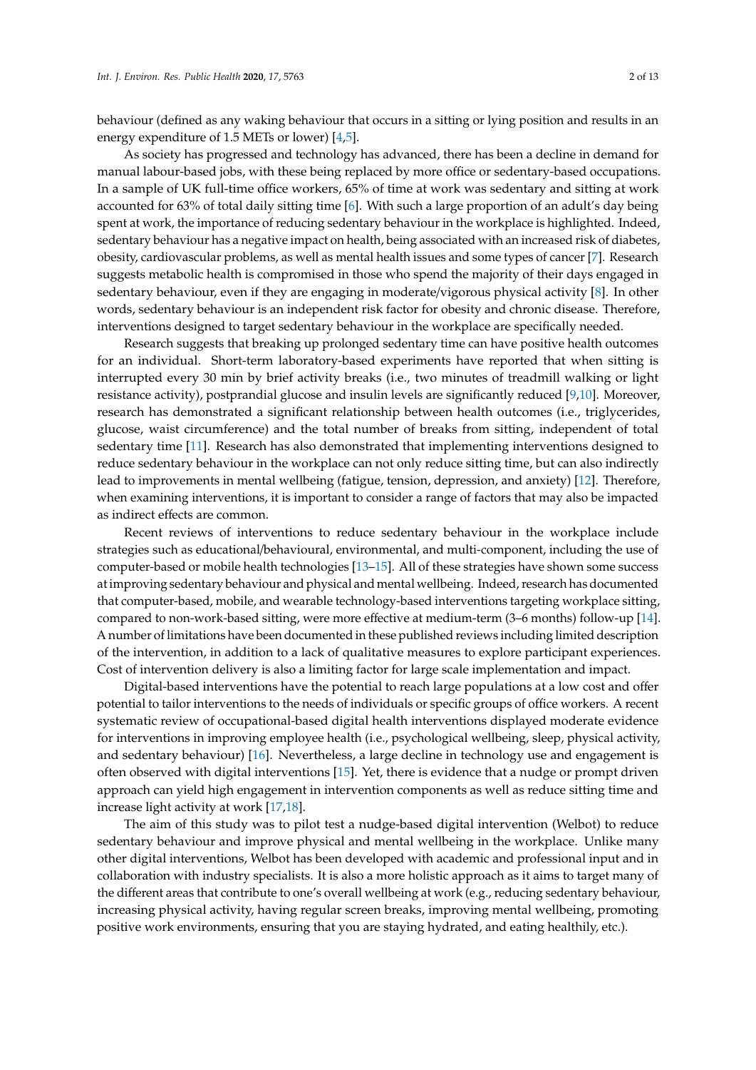behaviour (defined as any waking behaviour that occurs in a sitting or lying position and results in an energy expenditure of 1.5 METs or lower) [4,5].

As society has progressed and technology has advanced, there has been a decline in demand for manual labour-based jobs, with these being replaced by more office or sedentary-based occupations. In a sample of UK full-time office workers, 65% of time at work was sedentary and sitting at work accounted for 63% of total daily sitting time [6]. With such a large proportion of an adult's day being spent at work, the importance of reducing sedentary behaviour in the workplace is highlighted. Indeed, sedentary behaviour has a negative impact on health, being associated with an increased risk of diabetes, obesity, cardiovascular problems, as well as mental health issues and some types of cancer [7]. Research suggests metabolic health is compromised in those who spend the majority of their days engaged in sedentary behaviour, even if they are engaging in moderate/vigorous physical activity [8]. In other words, sedentary behaviour is an independent risk factor for obesity and chronic disease. Therefore, interventions designed to target sedentary behaviour in the workplace are specifically needed.

Research suggests that breaking up prolonged sedentary time can have positive health outcomes for an individual. Short-term laboratory-based experiments have reported that when sitting is interrupted every 30 min by brief activity breaks (i.e., two minutes of treadmill walking or light resistance activity), postprandial glucose and insulin levels are significantly reduced [9,10]. Moreover, research has demonstrated a significant relationship between health outcomes (i.e., triglycerides, glucose, waist circumference) and the total number of breaks from sitting, independent of total sedentary time [11]. Research has also demonstrated that implementing interventions designed to reduce sedentary behaviour in the workplace can not only reduce sitting time, but can also indirectly lead to improvements in mental wellbeing (fatigue, tension, depression, and anxiety) [12]. Therefore, when examining interventions, it is important to consider a range of factors that may also be impacted as indirect effects are common.

Recent reviews of interventions to reduce sedentary behaviour in the workplace include strategies such as educational/behavioural, environmental, and multi-component, including the use of computer-based or mobile health technologies [13–15]. All of these strategies have shown some success at improving sedentary behaviour and physical and mental wellbeing. Indeed, research has documented that computer-based, mobile, and wearable technology-based interventions targeting workplace sitting, compared to non-work-based sitting, were more effective at medium-term (3–6 months) follow-up [14]. A number of limitations have been documented in these published reviews including limited description of the intervention, in addition to a lack of qualitative measures to explore participant experiences. Cost of intervention delivery is also a limiting factor for large scale implementation and impact.

Digital-based interventions have the potential to reach large populations at a low cost and offer potential to tailor interventions to the needs of individuals or specific groups of office workers. A recent systematic review of occupational-based digital health interventions displayed moderate evidence for interventions in improving employee health (i.e., psychological wellbeing, sleep, physical activity, and sedentary behaviour) [16]. Nevertheless, a large decline in technology use and engagement is often observed with digital interventions [15]. Yet, there is evidence that a nudge or prompt driven approach can yield high engagement in intervention components as well as reduce sitting time and increase light activity at work [17,18].

The aim of this study was to pilot test a nudge-based digital intervention (Welbot) to reduce sedentary behaviour and improve physical and mental wellbeing in the workplace. Unlike many other digital interventions, Welbot has been developed with academic and professional input and in collaboration with industry specialists. It is also a more holistic approach as it aims to target many of the different areas that contribute to one's overall wellbeing at work (e.g., reducing sedentary behaviour, increasing physical activity, having regular screen breaks, improving mental wellbeing, promoting positive work environments, ensuring that you are staying hydrated, and eating healthily, etc.).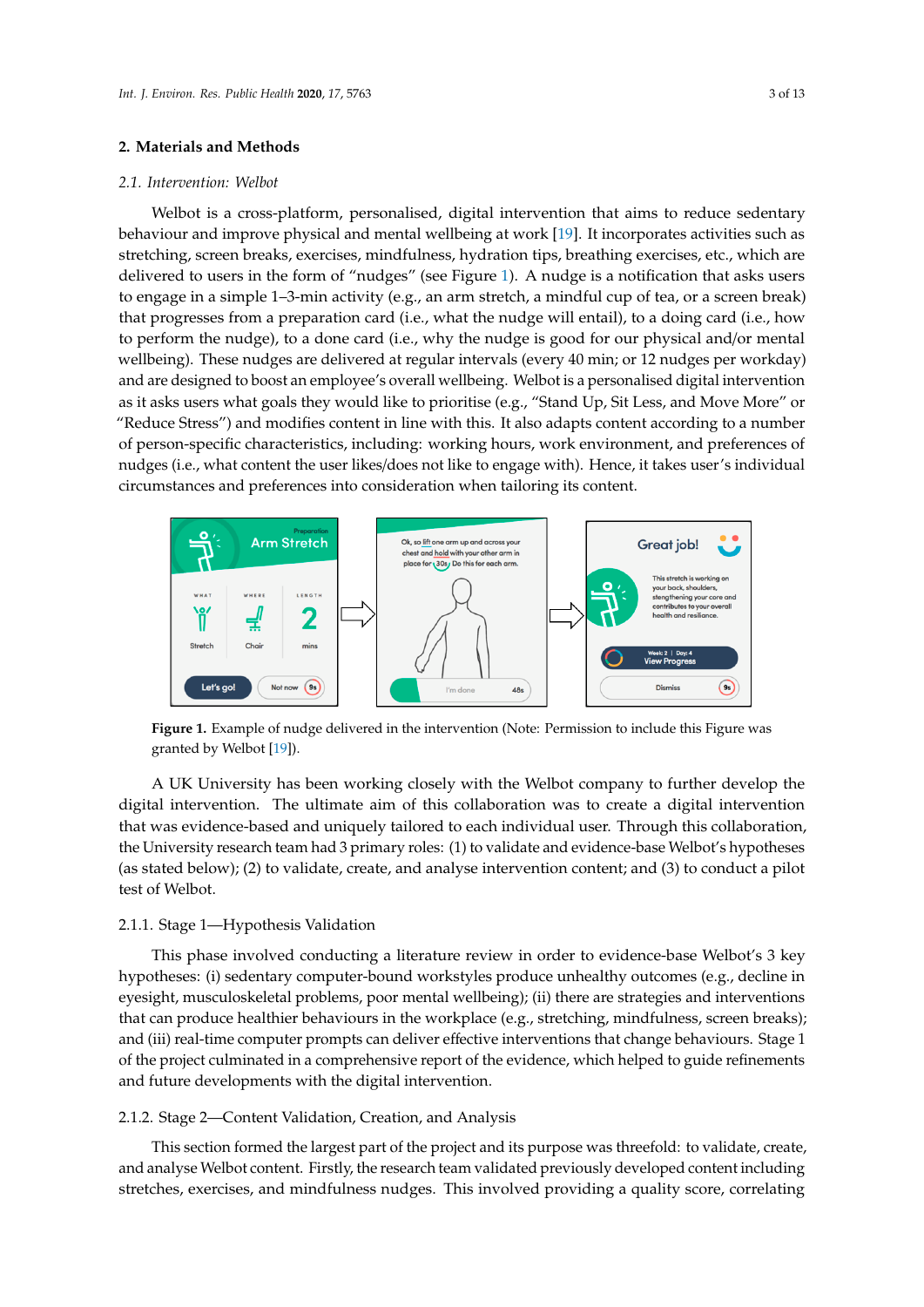## 2. Materials and Methods

### 2.1. Intervention: Welbot

Welbot is a cross-platform, personalised, digital intervention that aims to reduce sedentary behaviour and improve physical and mental wellbeing at work [19]. It incorporates activities such as stretching, screen breaks, exercises, mindfulness, hydration tips, breathing exercises, etc., which are delivered to users in the form of "nudges" (see Figure 1). A nudge is a notification that asks users to engage in a simple 1–3-min activity (e.g., an arm stretch, a mindful cup of tea, or a screen break) that progresses from a preparation card (i.e., what the nudge will entail), to a doing card (i.e., how to perform the nudge), to a done card (i.e., why the nudge is good for our physical and/or mental wellbeing). These nudges are delivered at regular intervals (every 40 min; or 12 nudges per workday) and are designed to boost an employee's overall wellbeing. Welbot is a personalised digital intervention as it asks users what goals they would like to prioritise (e.g., "Stand Up, Sit Less, and Move More" or "Reduce Stress") and modifies content in line with this. It also adapts content according to a number of person-specific characteristics, including: working hours, work environment, and preferences of nudges (i.e., what content the user likes/does not like to engage with). Hence, it takes user's individual circumstances and preferences into consideration when tailoring its content.

Preparation
Arm Stretch
WHAT
Stretch
WHERE
Chair
LENGTH
2
mins
Let's go!
Not now
9s

Ok, so lift one arm up and across your chest and hold with your other arm in place for 30s. Do this for each arm.
I'm done
48s

Great job!
This stretch is working on your back, shoulders, stengthening your core and contributes to your overall health and resiliance.
Week: 2 | Day: 4
View Progress
Dismiss
9s

**Figure 1.** Example of nudge delivered in the intervention (Note: Permission to include this Figure was granted by Welbot [19]).

A UK University has been working closely with the Welbot company to further develop the digital intervention. The ultimate aim of this collaboration was to create a digital intervention that was evidence-based and uniquely tailored to each individual user. Through this collaboration, the University research team had 3 primary roles: (1) to validate and evidence-base Welbot's hypotheses (as stated below); (2) to validate, create, and analyse intervention content; and (3) to conduct a pilot test of Welbot.

#### 2.1.1. Stage 1—Hypothesis Validation

This phase involved conducting a literature review in order to evidence-base Welbot's 3 key hypotheses: (i) sedentary computer-bound workstyles produce unhealthy outcomes (e.g., decline in eyesight, musculoskeletal problems, poor mental wellbeing); (ii) there are strategies and interventions that can produce healthier behaviours in the workplace (e.g., stretching, mindfulness, screen breaks); and (iii) real-time computer prompts can deliver effective interventions that change behaviours. Stage 1 of the project culminated in a comprehensive report of the evidence, which helped to guide refinements and future developments with the digital intervention.

#### 2.1.2. Stage 2—Content Validation, Creation, and Analysis

This section formed the largest part of the project and its purpose was threefold: to validate, create, and analyse Welbot content. Firstly, the research team validated previously developed content including stretches, exercises, and mindfulness nudges. This involved providing a quality score, correlating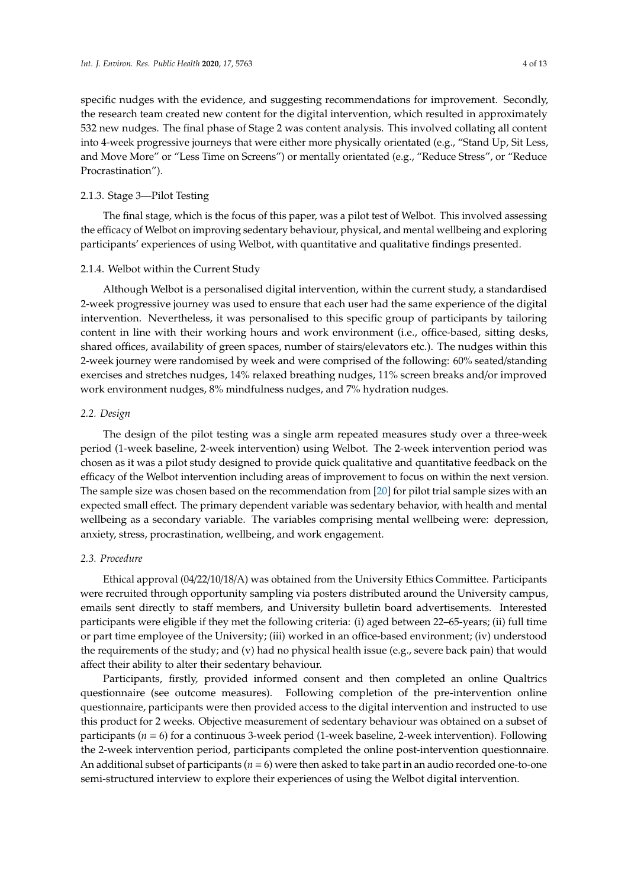specific nudges with the evidence, and suggesting recommendations for improvement. Secondly, the research team created new content for the digital intervention, which resulted in approximately 532 new nudges. The final phase of Stage 2 was content analysis. This involved collating all content into 4-week progressive journeys that were either more physically orientated (e.g., "Stand Up, Sit Less, and Move More" or "Less Time on Screens") or mentally orientated (e.g., "Reduce Stress", or "Reduce Procrastination").

#### 2.1.3. Stage 3—Pilot Testing

The final stage, which is the focus of this paper, was a pilot test of Welbot. This involved assessing the efficacy of Welbot on improving sedentary behaviour, physical, and mental wellbeing and exploring participants' experiences of using Welbot, with quantitative and qualitative findings presented.

#### 2.1.4. Welbot within the Current Study

Although Welbot is a personalised digital intervention, within the current study, a standardised 2-week progressive journey was used to ensure that each user had the same experience of the digital intervention. Nevertheless, it was personalised to this specific group of participants by tailoring content in line with their working hours and work environment (i.e., office-based, sitting desks, shared offices, availability of green spaces, number of stairs/elevators etc.). The nudges within this 2-week journey were randomised by week and were comprised of the following: 60% seated/standing exercises and stretches nudges, 14% relaxed breathing nudges, 11% screen breaks and/or improved work environment nudges, 8% mindfulness nudges, and 7% hydration nudges.

### *2.2. Design*

The design of the pilot testing was a single arm repeated measures study over a three-week period (1-week baseline, 2-week intervention) using Welbot. The 2-week intervention period was chosen as it was a pilot study designed to provide quick qualitative and quantitative feedback on the efficacy of the Welbot intervention including areas of improvement to focus on within the next version. The sample size was chosen based on the recommendation from [20] for pilot trial sample sizes with an expected small effect. The primary dependent variable was sedentary behavior, with health and mental wellbeing as a secondary variable. The variables comprising mental wellbeing were: depression, anxiety, stress, procrastination, wellbeing, and work engagement.

### *2.3. Procedure*

Ethical approval (04/22/10/18/A) was obtained from the University Ethics Committee. Participants were recruited through opportunity sampling via posters distributed around the University campus, emails sent directly to staff members, and University bulletin board advertisements. Interested participants were eligible if they met the following criteria: (i) aged between 22–65-years; (ii) full time or part time employee of the University; (iii) worked in an office-based environment; (iv) understood the requirements of the study; and (v) had no physical health issue (e.g., severe back pain) that would affect their ability to alter their sedentary behaviour.

Participants, firstly, provided informed consent and then completed an online Qualtrics questionnaire (see outcome measures). Following completion of the pre-intervention online questionnaire, participants were then provided access to the digital intervention and instructed to use this product for 2 weeks. Objective measurement of sedentary behaviour was obtained on a subset of participants ($n = 6$) for a continuous 3-week period (1-week baseline, 2-week intervention). Following the 2-week intervention period, participants completed the online post-intervention questionnaire. An additional subset of participants ($n = 6$) were then asked to take part in an audio recorded one-to-one semi-structured interview to explore their experiences of using the Welbot digital intervention.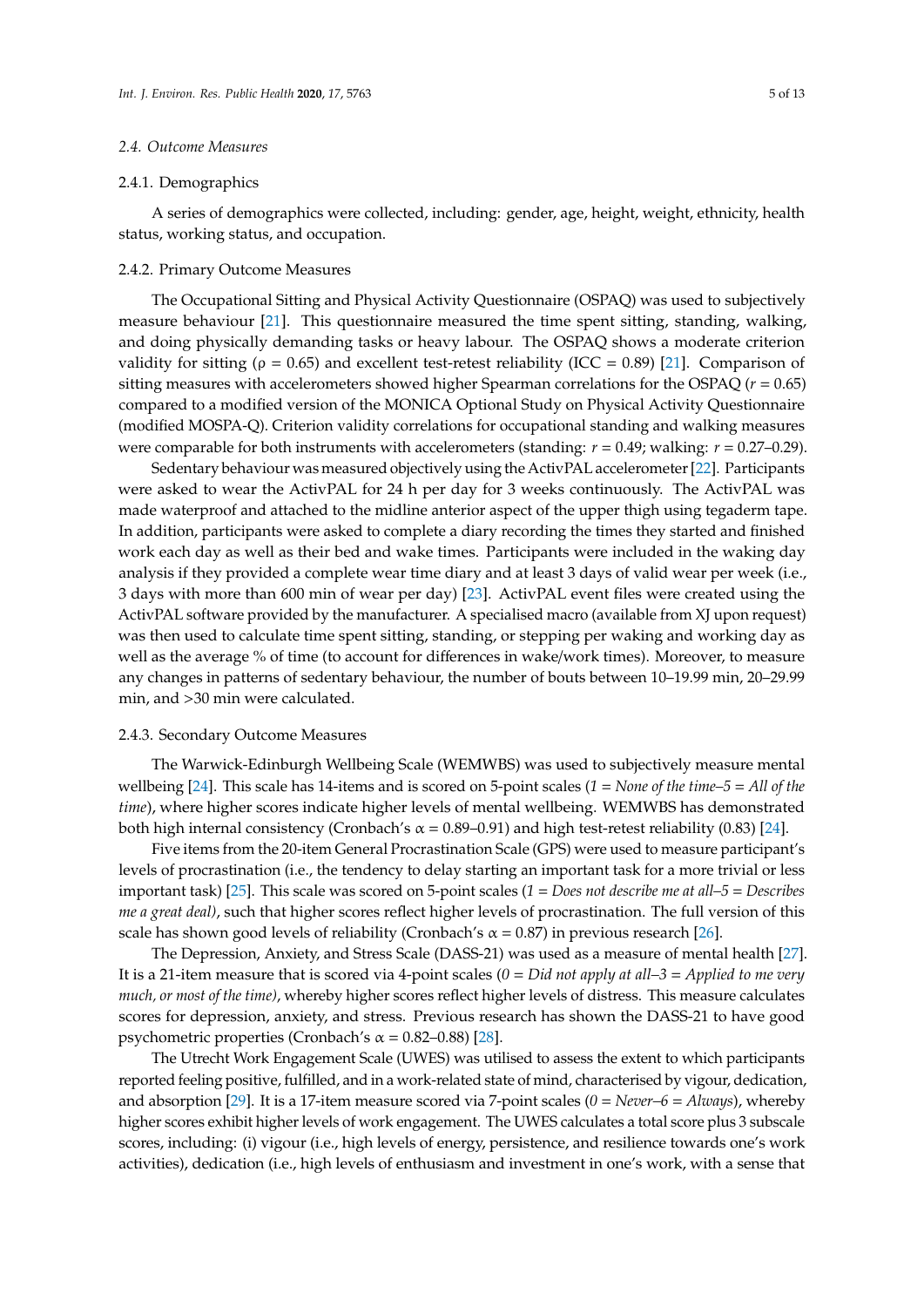### 2.4. Outcome Measures

#### 2.4.1. Demographics

A series of demographics were collected, including: gender, age, height, weight, ethnicity, health status, working status, and occupation.

#### 2.4.2. Primary Outcome Measures

The Occupational Sitting and Physical Activity Questionnaire (OSPAQ) was used to subjectively measure behaviour [21]. This questionnaire measured the time spent sitting, standing, walking, and doing physically demanding tasks or heavy labour. The OSPAQ shows a moderate criterion validity for sitting ($\rho = 0.65$) and excellent test-retest reliability (ICC = 0.89) [21]. Comparison of sitting measures with accelerometers showed higher Spearman correlations for the OSPAQ ($r = 0.65$) compared to a modified version of the MONICA Optional Study on Physical Activity Questionnaire (modified MOSPA-Q). Criterion validity correlations for occupational standing and walking measures were comparable for both instruments with accelerometers (standing: $r = 0.49$; walking: $r = 0.27$–$0.29$).

Sedentary behaviour was measured objectively using the ActivPAL accelerometer [22]. Participants were asked to wear the ActivPAL for 24 h per day for 3 weeks continuously. The ActivPAL was made waterproof and attached to the midline anterior aspect of the upper thigh using tegaderm tape. In addition, participants were asked to complete a diary recording the times they started and finished work each day as well as their bed and wake times. Participants were included in the waking day analysis if they provided a complete wear time diary and at least 3 days of valid wear per week (i.e., 3 days with more than 600 min of wear per day) [23]. ActivPAL event files were created using the ActivPAL software provided by the manufacturer. A specialised macro (available from XJ upon request) was then used to calculate time spent sitting, standing, or stepping per waking and working day as well as the average % of time (to account for differences in wake/work times). Moreover, to measure any changes in patterns of sedentary behaviour, the number of bouts between 10–19.99 min, 20–29.99 min, and >30 min were calculated.

#### 2.4.3. Secondary Outcome Measures

The Warwick-Edinburgh Wellbeing Scale (WEMWBS) was used to subjectively measure mental wellbeing [24]. This scale has 14-items and is scored on 5-point scales (*1 = None of the time–5 = All of the time*), where higher scores indicate higher levels of mental wellbeing. WEMWBS has demonstrated both high internal consistency (Cronbach's $\alpha = 0.89$–$0.91$) and high test-retest reliability (0.83) [24].

Five items from the 20-item General Procrastination Scale (GPS) were used to measure participant's levels of procrastination (i.e., the tendency to delay starting an important task for a more trivial or less important task) [25]. This scale was scored on 5-point scales (*1 = Does not describe me at all–5 = Describes me a great deal)*, such that higher scores reflect higher levels of procrastination. The full version of this scale has shown good levels of reliability (Cronbach's $\alpha = 0.87$) in previous research [26].

The Depression, Anxiety, and Stress Scale (DASS-21) was used as a measure of mental health [27]. It is a 21-item measure that is scored via 4-point scales (*0 = Did not apply at all–3 = Applied to me very much, or most of the time)*, whereby higher scores reflect higher levels of distress. This measure calculates scores for depression, anxiety, and stress. Previous research has shown the DASS-21 to have good psychometric properties (Cronbach's $\alpha = 0.82$–$0.88$) [28].

The Utrecht Work Engagement Scale (UWES) was utilised to assess the extent to which participants reported feeling positive, fulfilled, and in a work-related state of mind, characterised by vigour, dedication, and absorption [29]. It is a 17-item measure scored via 7-point scales (*0 = Never–6 = Always*), whereby higher scores exhibit higher levels of work engagement. The UWES calculates a total score plus 3 subscale scores, including: (i) vigour (i.e., high levels of energy, persistence, and resilience towards one's work activities), dedication (i.e., high levels of enthusiasm and investment in one's work, with a sense that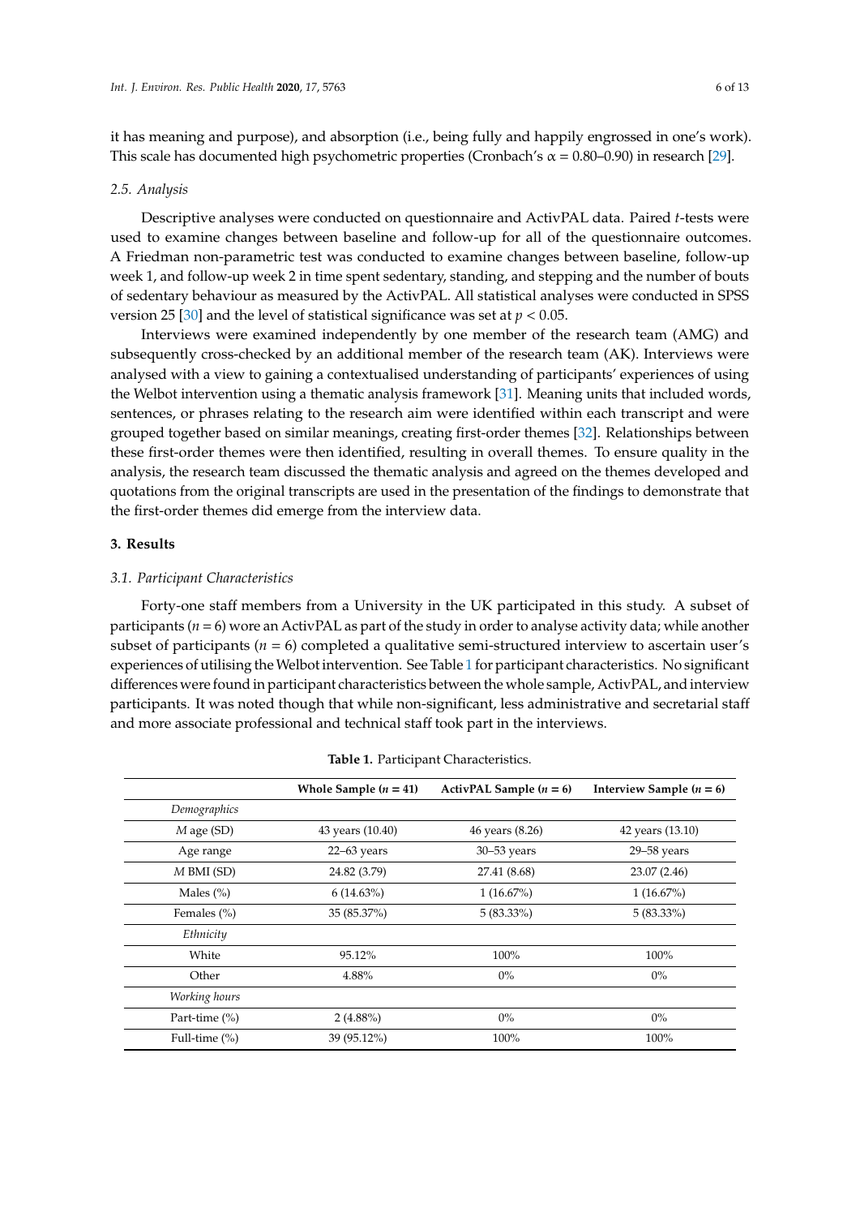it has meaning and purpose), and absorption (i.e., being fully and happily engrossed in one's work). This scale has documented high psychometric properties (Cronbach's α = 0.80–0.90) in research [29].

### 2.5. Analysis

Descriptive analyses were conducted on questionnaire and ActivPAL data. Paired *t*-tests were used to examine changes between baseline and follow-up for all of the questionnaire outcomes. A Friedman non-parametric test was conducted to examine changes between baseline, follow-up week 1, and follow-up week 2 in time spent sedentary, standing, and stepping and the number of bouts of sedentary behaviour as measured by the ActivPAL. All statistical analyses were conducted in SPSS version 25 [30] and the level of statistical significance was set at $p < 0.05$.

Interviews were examined independently by one member of the research team (AMG) and subsequently cross-checked by an additional member of the research team (AK). Interviews were analysed with a view to gaining a contextualised understanding of participants' experiences of using the Welbot intervention using a thematic analysis framework [31]. Meaning units that included words, sentences, or phrases relating to the research aim were identified within each transcript and were grouped together based on similar meanings, creating first-order themes [32]. Relationships between these first-order themes were then identified, resulting in overall themes. To ensure quality in the analysis, the research team discussed the thematic analysis and agreed on the themes developed and quotations from the original transcripts are used in the presentation of the findings to demonstrate that the first-order themes did emerge from the interview data.

## 3. Results

### 3.1. Participant Characteristics

Forty-one staff members from a University in the UK participated in this study. A subset of participants ($n = 6$) wore an ActivPAL as part of the study in order to analyse activity data; while another subset of participants ($n = 6$) completed a qualitative semi-structured interview to ascertain user's experiences of utilising the Welbot intervention. See Table 1 for participant characteristics. No significant differences were found in participant characteristics between the whole sample, ActivPAL, and interview participants. It was noted though that while non-significant, less administrative and secretarial staff and more associate professional and technical staff took part in the interviews.

**Table 1.** Participant Characteristics.

| | Whole Sample ($n = 41$) | ActivPAL Sample ($n = 6$) | Interview Sample ($n = 6$) |
|---|---|---|---|
| *Demographics* | | | |
| *M* age (SD) | 43 years (10.40) | 46 years (8.26) | 42 years (13.10) |
| Age range | 22–63 years | 30–53 years | 29–58 years |
| *M* BMI (SD) | 24.82 (3.79) | 27.41 (8.68) | 23.07 (2.46) |
| Males (%) | 6 (14.63%) | 1 (16.67%) | 1 (16.67%) |
| Females (%) | 35 (85.37%) | 5 (83.33%) | 5 (83.33%) |
| *Ethnicity* | | | |
| White | 95.12% | 100% | 100% |
| Other | 4.88% | 0% | 0% |
| *Working hours* | | | |
| Part-time (%) | 2 (4.88%) | 0% | 0% |
| Full-time (%) | 39 (95.12%) | 100% | 100% |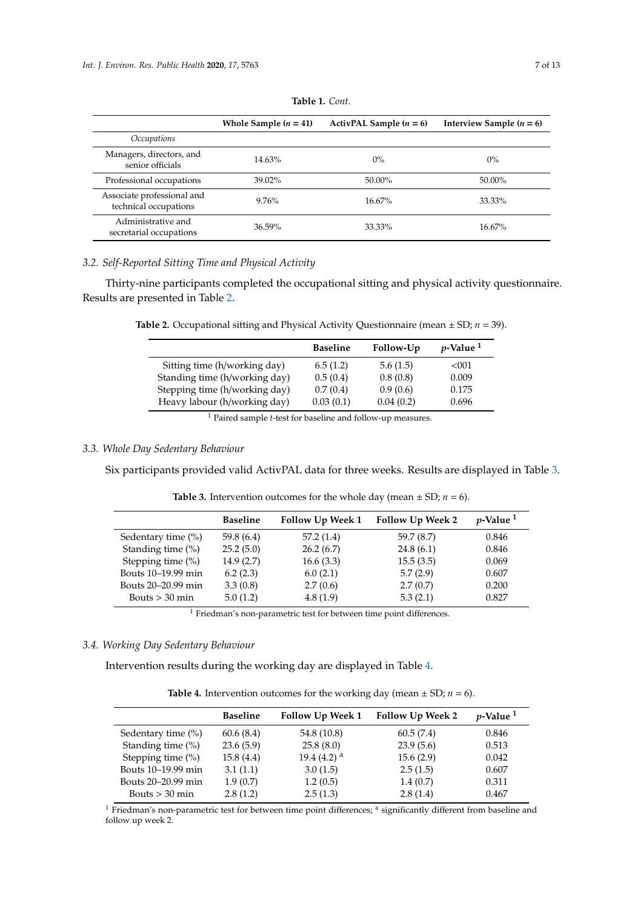**Table 1.** *Cont.*

| | Whole Sample ($n = 41$) | ActivPAL Sample ($n = 6$) | Interview Sample ($n = 6$) |
|---|---|---|---|
| *Occupations* | | | |
| Managers, directors, and senior officials | 14.63% | 0% | 0% |
| Professional occupations | 39.02% | 50.00% | 50.00% |
| Associate professional and technical occupations | 9.76% | 16.67% | 33.33% |
| Administrative and secretarial occupations | 36.59% | 33.33% | 16.67% |

### 3.2. Self-Reported Sitting Time and Physical Activity

Thirty-nine participants completed the occupational sitting and physical activity questionnaire. Results are presented in Table 2.

**Table 2.** Occupational sitting and Physical Activity Questionnaire (mean ± SD; $n = 39$).

| | Baseline | Follow-Up | $p$-Value [1] |
|---|---|---|---|
| Sitting time (h/working day) | 6.5 (1.2) | 5.6 (1.5) | <001 |
| Standing time (h/working day) | 0.5 (0.4) | 0.8 (0.8) | 0.009 |
| Stepping time (h/working day) | 0.7 (0.4) | 0.9 (0.6) | 0.175 |
| Heavy labour (h/working day) | 0.03 (0.1) | 0.04 (0.2) | 0.696 |

[1] Paired sample $t$-test for baseline and follow-up measures.

### 3.3. Whole Day Sedentary Behaviour

Six participants provided valid ActivPAL data for three weeks. Results are displayed in Table 3.

**Table 3.** Intervention outcomes for the whole day (mean ± SD; $n = 6$).

| | Baseline | Follow Up Week 1 | Follow Up Week 2 | $p$-Value [1] |
|---|---|---|---|---|
| Sedentary time (%) | 59.8 (6.4) | 57.2 (1.4) | 59.7 (8.7) | 0.846 |
| Standing time (%) | 25.2 (5.0) | 26.2 (6.7) | 24.8 (6.1) | 0.846 |
| Stepping time (%) | 14.9 (2.7) | 16.6 (3.3) | 15.5 (3.5) | 0.069 |
| Bouts 10–19.99 min | 6.2 (2.3) | 6.0 (2.1) | 5.7 (2.9) | 0.607 |
| Bouts 20–20.99 min | 3.3 (0.8) | 2.7 (0.6) | 2.7 (0.7) | 0.200 |
| Bouts > 30 min | 5.0 (1.2) | 4.8 (1.9) | 5.3 (2.1) | 0.827 |

[1] Friedman's non-parametric test for between time point differences.

### 3.4. Working Day Sedentary Behaviour

Intervention results during the working day are displayed in Table 4.

**Table 4.** Intervention outcomes for the working day (mean ± SD; $n = 6$).

| | Baseline | Follow Up Week 1 | Follow Up Week 2 | $p$-Value [1] |
|---|---|---|---|---|
| Sedentary time (%) | 60.6 (8.4) | 54.8 (10.8) | 60.5 (7.4) | 0.846 |
| Standing time (%) | 23.6 (5.9) | 25.8 (8.0) | 23.9 (5.6) | 0.513 |
| Stepping time (%) | 15.8 (4.4) | 19.4 (4.2) [a] | 15.6 (2.9) | 0.042 |
| Bouts 10–19.99 min | 3.1 (1.1) | 3.0 (1.5) | 2.5 (1.5) | 0.607 |
| Bouts 20–20.99 min | 1.9 (0.7) | 1.2 (0.5) | 1.4 (0.7) | 0.311 |
| Bouts > 30 min | 2.8 (1.2) | 2.5 (1.3) | 2.8 (1.4) | 0.467 |

[1] Friedman's non-parametric test for between time point differences; [a] significantly different from baseline and follow up week 2.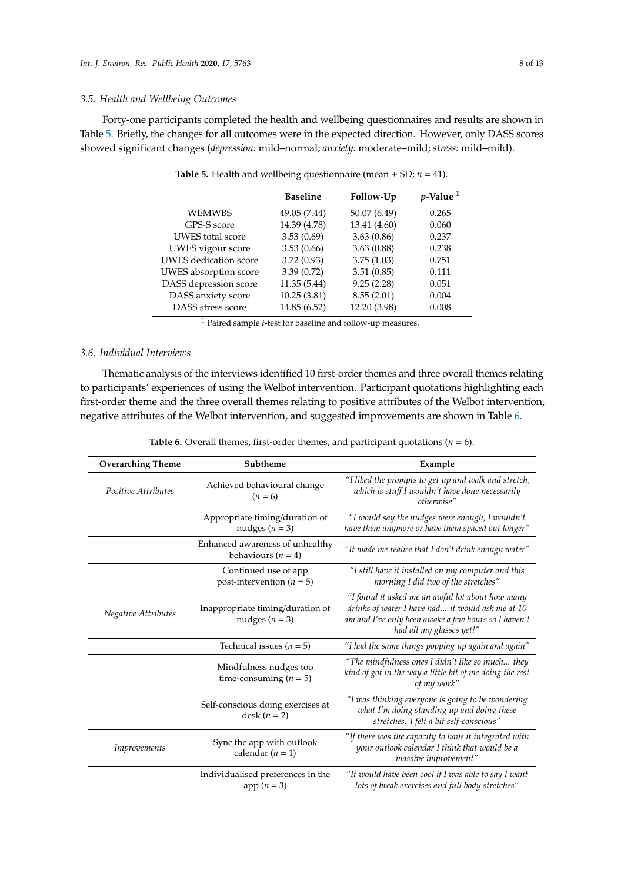### 3.5. Health and Wellbeing Outcomes

Forty-one participants completed the health and wellbeing questionnaires and results are shown in Table 5. Briefly, the changes for all outcomes were in the expected direction. However, only DASS scores showed significant changes (*depression:* mild–normal; *anxiety:* moderate–mild; *stress:* mild–mild).

**Table 5.** Health and wellbeing questionnaire (mean ± SD; $n$ = 41).

| | Baseline | Follow-Up | $p$-Value [1] |
|---|---|---|---|
| WEMWBS | 49.05 (7.44) | 50.07 (6.49) | 0.265 |
| GPS-S score | 14.39 (4.78) | 13.41 (4.60) | 0.060 |
| UWES total score | 3.53 (0.69) | 3.63 (0.86) | 0.237 |
| UWES vigour score | 3.53 (0.66) | 3.63 (0.88) | 0.238 |
| UWES dedication score | 3.72 (0.93) | 3.75 (1.03) | 0.751 |
| UWES absorption score | 3.39 (0.72) | 3.51 (0.85) | 0.111 |
| DASS depression score | 11.35 (5.44) | 9.25 (2.28) | 0.051 |
| DASS anxiety score | 10.25 (3.81) | 8.55 (2.01) | 0.004 |
| DASS stress score | 14.85 (6.52) | 12.20 (3.98) | 0.008 |

[1] Paired sample $t$-test for baseline and follow-up measures.

### 3.6. Individual Interviews

Thematic analysis of the interviews identified 10 first-order themes and three overall themes relating to participants' experiences of using the Welbot intervention. Participant quotations highlighting each first-order theme and the three overall themes relating to positive attributes of the Welbot intervention, negative attributes of the Welbot intervention, and suggested improvements are shown in Table 6.

**Table 6.** Overall themes, first-order themes, and participant quotations ($n$ = 6).

| Overarching Theme | Subtheme | Example |
|---|---|---|
| *Positive Attributes* | Achieved behavioural change ($n$ = 6) | *"I liked the prompts to get up and walk and stretch, which is stuff I wouldn't have done necessarily otherwise"* |
| | Appropriate timing/duration of nudges ($n$ = 3) | *"I would say the nudges were enough, I wouldn't have them anymore or have them spaced out longer"* |
| | Enhanced awareness of unhealthy behaviours ($n$ = 4) | *"It made me realise that I don't drink enough water"* |
| | Continued use of app post-intervention ($n$ = 5) | *"I still have it installed on my computer and this morning I did two of the stretches"* |
| *Negative Attributes* | Inappropriate timing/duration of nudges ($n$ = 3) | *"I found it asked me an awful lot about how many drinks of water I have had... it would ask me at 10 am and I've only been awake a few hours so I haven't had all my glasses yet!"* |
| | Technical issues ($n$ = 5) | *"I had the same things popping up again and again"* |
| | Mindfulness nudges too time-consuming ($n$ = 5) | *"The mindfulness ones I didn't like so much... they kind of got in the way a little bit of me doing the rest of my work"* |
| | Self-conscious doing exercises at desk ($n$ = 2) | *"I was thinking everyone is going to be wondering what I'm doing standing up and doing these stretches. I felt a bit self-conscious"* |
| *Improvements* | Sync the app with outlook calendar ($n$ = 1) | *"If there was the capacity to have it integrated with your outlook calendar I think that would be a massive improvement"* |
| | Individualised preferences in the app ($n$ = 3) | *"It would have been cool if I was able to say I want lots of break exercises and full body stretches"* |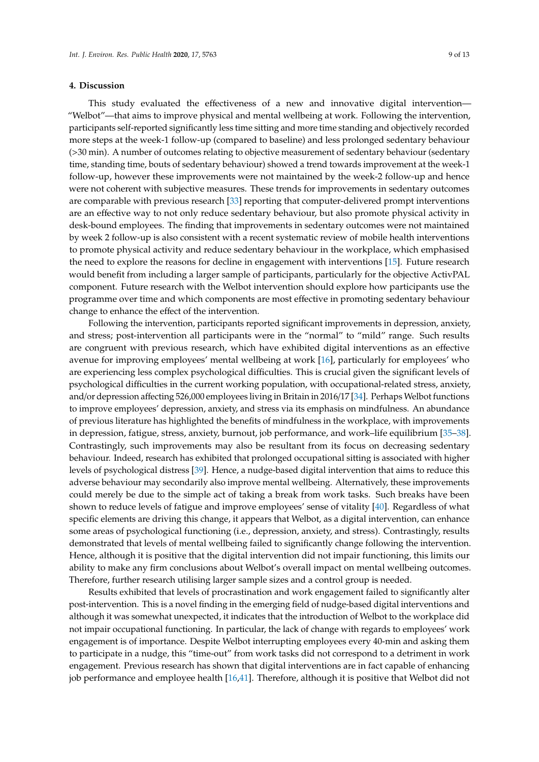## 4. Discussion

This study evaluated the effectiveness of a new and innovative digital intervention—"Welbot"—that aims to improve physical and mental wellbeing at work. Following the intervention, participants self-reported significantly less time sitting and more time standing and objectively recorded more steps at the week-1 follow-up (compared to baseline) and less prolonged sedentary behaviour (>30 min). A number of outcomes relating to objective measurement of sedentary behaviour (sedentary time, standing time, bouts of sedentary behaviour) showed a trend towards improvement at the week-1 follow-up, however these improvements were not maintained by the week-2 follow-up and hence were not coherent with subjective measures. These trends for improvements in sedentary outcomes are comparable with previous research [33] reporting that computer-delivered prompt interventions are an effective way to not only reduce sedentary behaviour, but also promote physical activity in desk-bound employees. The finding that improvements in sedentary outcomes were not maintained by week 2 follow-up is also consistent with a recent systematic review of mobile health interventions to promote physical activity and reduce sedentary behaviour in the workplace, which emphasised the need to explore the reasons for decline in engagement with interventions [15]. Future research would benefit from including a larger sample of participants, particularly for the objective ActivPAL component. Future research with the Welbot intervention should explore how participants use the programme over time and which components are most effective in promoting sedentary behaviour change to enhance the effect of the intervention.

Following the intervention, participants reported significant improvements in depression, anxiety, and stress; post-intervention all participants were in the "normal" to "mild" range. Such results are congruent with previous research, which have exhibited digital interventions as an effective avenue for improving employees' mental wellbeing at work [16], particularly for employees' who are experiencing less complex psychological difficulties. This is crucial given the significant levels of psychological difficulties in the current working population, with occupational-related stress, anxiety, and/or depression affecting 526,000 employees living in Britain in 2016/17 [34]. Perhaps Welbot functions to improve employees' depression, anxiety, and stress via its emphasis on mindfulness. An abundance of previous literature has highlighted the benefits of mindfulness in the workplace, with improvements in depression, fatigue, stress, anxiety, burnout, job performance, and work–life equilibrium [35–38]. Contrastingly, such improvements may also be resultant from its focus on decreasing sedentary behaviour. Indeed, research has exhibited that prolonged occupational sitting is associated with higher levels of psychological distress [39]. Hence, a nudge-based digital intervention that aims to reduce this adverse behaviour may secondarily also improve mental wellbeing. Alternatively, these improvements could merely be due to the simple act of taking a break from work tasks. Such breaks have been shown to reduce levels of fatigue and improve employees' sense of vitality [40]. Regardless of what specific elements are driving this change, it appears that Welbot, as a digital intervention, can enhance some areas of psychological functioning (i.e., depression, anxiety, and stress). Contrastingly, results demonstrated that levels of mental wellbeing failed to significantly change following the intervention. Hence, although it is positive that the digital intervention did not impair functioning, this limits our ability to make any firm conclusions about Welbot's overall impact on mental wellbeing outcomes. Therefore, further research utilising larger sample sizes and a control group is needed.

Results exhibited that levels of procrastination and work engagement failed to significantly alter post-intervention. This is a novel finding in the emerging field of nudge-based digital interventions and although it was somewhat unexpected, it indicates that the introduction of Welbot to the workplace did not impair occupational functioning. In particular, the lack of change with regards to employees' work engagement is of importance. Despite Welbot interrupting employees every 40-min and asking them to participate in a nudge, this "time-out" from work tasks did not correspond to a detriment in work engagement. Previous research has shown that digital interventions are in fact capable of enhancing job performance and employee health [16,41]. Therefore, although it is positive that Welbot did not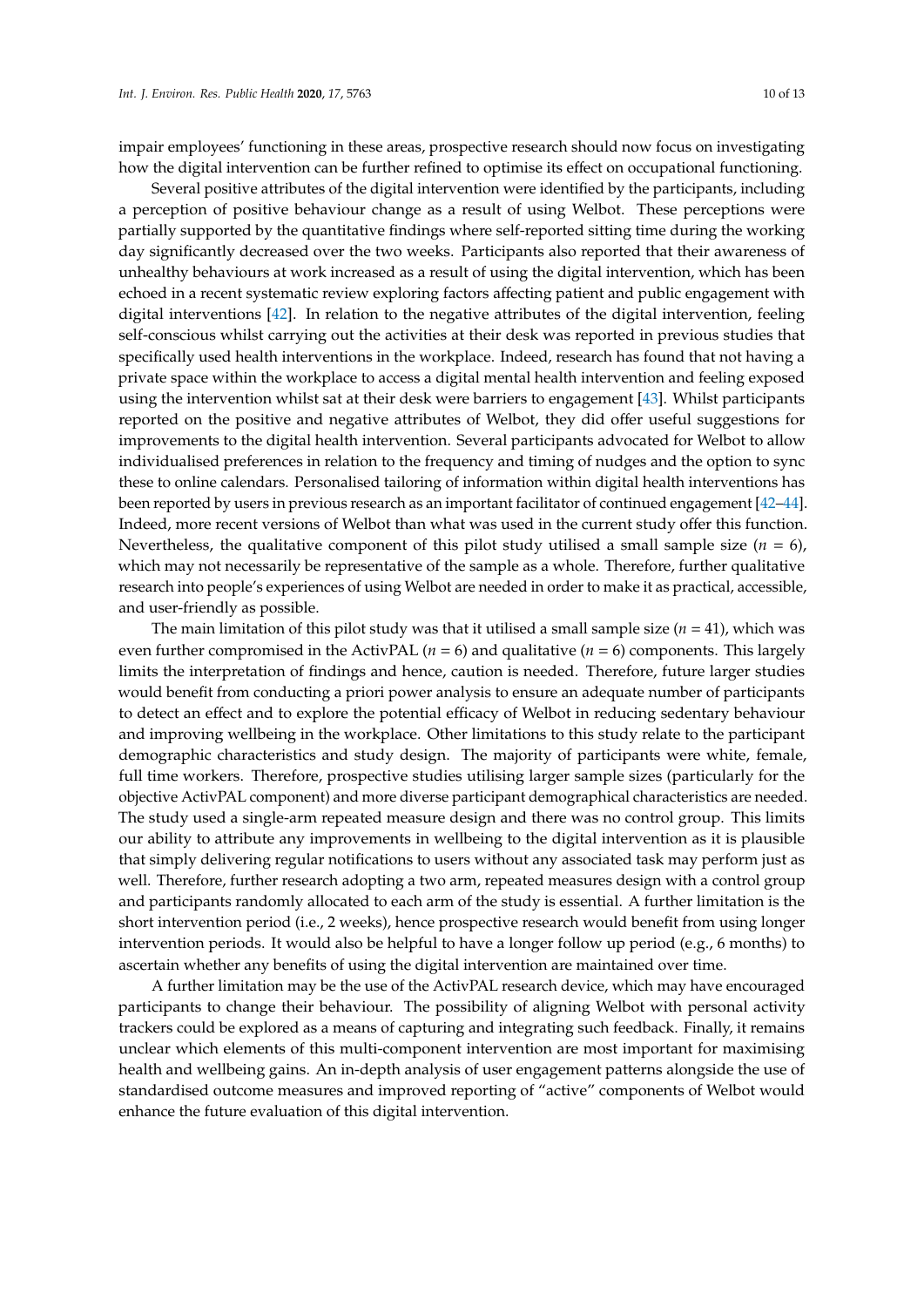impair employees' functioning in these areas, prospective research should now focus on investigating how the digital intervention can be further refined to optimise its effect on occupational functioning.

Several positive attributes of the digital intervention were identified by the participants, including a perception of positive behaviour change as a result of using Welbot. These perceptions were partially supported by the quantitative findings where self-reported sitting time during the working day significantly decreased over the two weeks. Participants also reported that their awareness of unhealthy behaviours at work increased as a result of using the digital intervention, which has been echoed in a recent systematic review exploring factors affecting patient and public engagement with digital interventions [42]. In relation to the negative attributes of the digital intervention, feeling self-conscious whilst carrying out the activities at their desk was reported in previous studies that specifically used health interventions in the workplace. Indeed, research has found that not having a private space within the workplace to access a digital mental health intervention and feeling exposed using the intervention whilst sat at their desk were barriers to engagement [43]. Whilst participants reported on the positive and negative attributes of Welbot, they did offer useful suggestions for improvements to the digital health intervention. Several participants advocated for Welbot to allow individualised preferences in relation to the frequency and timing of nudges and the option to sync these to online calendars. Personalised tailoring of information within digital health interventions has been reported by users in previous research as an important facilitator of continued engagement [42–44]. Indeed, more recent versions of Welbot than what was used in the current study offer this function. Nevertheless, the qualitative component of this pilot study utilised a small sample size ($n$ = 6), which may not necessarily be representative of the sample as a whole. Therefore, further qualitative research into people's experiences of using Welbot are needed in order to make it as practical, accessible, and user-friendly as possible.

The main limitation of this pilot study was that it utilised a small sample size ($n$ = 41), which was even further compromised in the ActivPAL ($n$ = 6) and qualitative ($n$ = 6) components. This largely limits the interpretation of findings and hence, caution is needed. Therefore, future larger studies would benefit from conducting a priori power analysis to ensure an adequate number of participants to detect an effect and to explore the potential efficacy of Welbot in reducing sedentary behaviour and improving wellbeing in the workplace. Other limitations to this study relate to the participant demographic characteristics and study design. The majority of participants were white, female, full time workers. Therefore, prospective studies utilising larger sample sizes (particularly for the objective ActivPAL component) and more diverse participant demographical characteristics are needed. The study used a single-arm repeated measure design and there was no control group. This limits our ability to attribute any improvements in wellbeing to the digital intervention as it is plausible that simply delivering regular notifications to users without any associated task may perform just as well. Therefore, further research adopting a two arm, repeated measures design with a control group and participants randomly allocated to each arm of the study is essential. A further limitation is the short intervention period (i.e., 2 weeks), hence prospective research would benefit from using longer intervention periods. It would also be helpful to have a longer follow up period (e.g., 6 months) to ascertain whether any benefits of using the digital intervention are maintained over time.

A further limitation may be the use of the ActivPAL research device, which may have encouraged participants to change their behaviour. The possibility of aligning Welbot with personal activity trackers could be explored as a means of capturing and integrating such feedback. Finally, it remains unclear which elements of this multi-component intervention are most important for maximising health and wellbeing gains. An in-depth analysis of user engagement patterns alongside the use of standardised outcome measures and improved reporting of "active" components of Welbot would enhance the future evaluation of this digital intervention.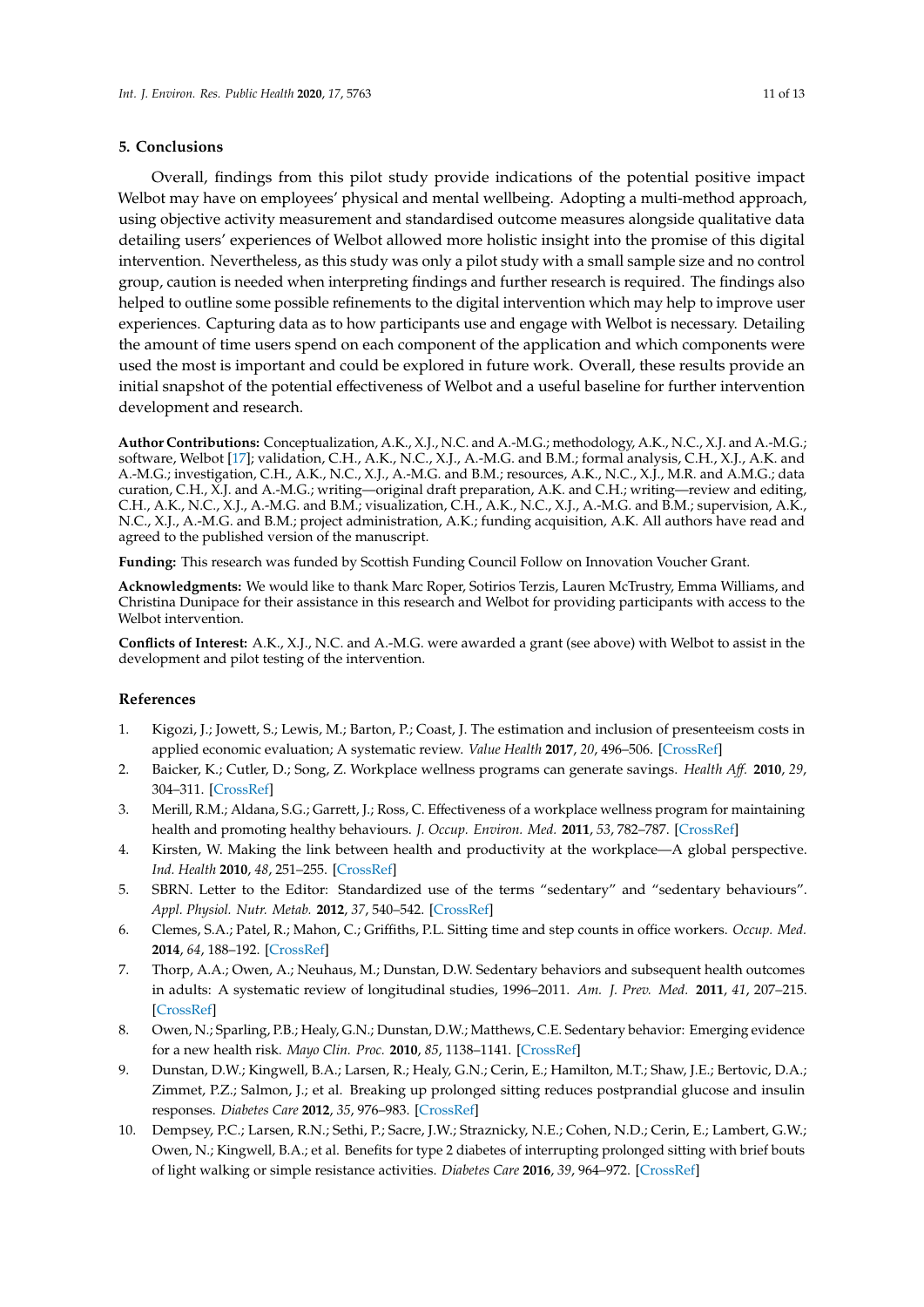## 5. Conclusions

Overall, findings from this pilot study provide indications of the potential positive impact Welbot may have on employees' physical and mental wellbeing. Adopting a multi-method approach, using objective activity measurement and standardised outcome measures alongside qualitative data detailing users' experiences of Welbot allowed more holistic insight into the promise of this digital intervention. Nevertheless, as this study was only a pilot study with a small sample size and no control group, caution is needed when interpreting findings and further research is required. The findings also helped to outline some possible refinements to the digital intervention which may help to improve user experiences. Capturing data as to how participants use and engage with Welbot is necessary. Detailing the amount of time users spend on each component of the application and which components were used the most is important and could be explored in future work. Overall, these results provide an initial snapshot of the potential effectiveness of Welbot and a useful baseline for further intervention development and research.

**Author Contributions:** Conceptualization, A.K., X.J., N.C. and A.-M.G.; methodology, A.K., N.C., X.J. and A.-M.G.; software, Welbot [17]; validation, C.H., A.K., N.C., X.J., A.-M.G. and B.M.; formal analysis, C.H., X.J., A.K. and A.-M.G.; investigation, C.H., A.K., N.C., X.J., A.-M.G. and B.M.; resources, A.K., N.C., X.J., M.R. and A.M.G.; data curation, C.H., X.J. and A.-M.G.; writing—original draft preparation, A.K. and C.H.; writing—review and editing, C.H., A.K., N.C., X.J., A.-M.G. and B.M.; visualization, C.H., A.K., N.C., X.J., A.-M.G. and B.M.; supervision, A.K., N.C., X.J., A.-M.G. and B.M.; project administration, A.K.; funding acquisition, A.K. All authors have read and agreed to the published version of the manuscript.

**Funding:** This research was funded by Scottish Funding Council Follow on Innovation Voucher Grant.

**Acknowledgments:** We would like to thank Marc Roper, Sotirios Terzis, Lauren McTrustry, Emma Williams, and Christina Dunipace for their assistance in this research and Welbot for providing participants with access to the Welbot intervention.

**Conflicts of Interest:** A.K., X.J., N.C. and A.-M.G. were awarded a grant (see above) with Welbot to assist in the development and pilot testing of the intervention.

## References

1. Kigozi, J.; Jowett, S.; Lewis, M.; Barton, P.; Coast, J. The estimation and inclusion of presenteeism costs in applied economic evaluation; A systematic review. *Value Health* **2017**, *20*, 496–506. [CrossRef]
2. Baicker, K.; Cutler, D.; Song, Z. Workplace wellness programs can generate savings. *Health Aff.* **2010**, *29*, 304–311. [CrossRef]
3. Merill, R.M.; Aldana, S.G.; Garrett, J.; Ross, C. Effectiveness of a workplace wellness program for maintaining health and promoting healthy behaviours. *J. Occup. Environ. Med.* **2011**, *53*, 782–787. [CrossRef]
4. Kirsten, W. Making the link between health and productivity at the workplace—A global perspective. *Ind. Health* **2010**, *48*, 251–255. [CrossRef]
5. SBRN. Letter to the Editor: Standardized use of the terms "sedentary" and "sedentary behaviours". *Appl. Physiol. Nutr. Metab.* **2012**, *37*, 540–542. [CrossRef]
6. Clemes, S.A.; Patel, R.; Mahon, C.; Griffiths, P.L. Sitting time and step counts in office workers. *Occup. Med.* **2014**, *64*, 188–192. [CrossRef]
7. Thorp, A.A.; Owen, A.; Neuhaus, M.; Dunstan, D.W. Sedentary behaviors and subsequent health outcomes in adults: A systematic review of longitudinal studies, 1996–2011. *Am. J. Prev. Med.* **2011**, *41*, 207–215. [CrossRef]
8. Owen, N.; Sparling, P.B.; Healy, G.N.; Dunstan, D.W.; Matthews, C.E. Sedentary behavior: Emerging evidence for a new health risk. *Mayo Clin. Proc.* **2010**, *85*, 1138–1141. [CrossRef]
9. Dunstan, D.W.; Kingwell, B.A.; Larsen, R.; Healy, G.N.; Cerin, E.; Hamilton, M.T.; Shaw, J.E.; Bertovic, D.A.; Zimmet, P.Z.; Salmon, J.; et al. Breaking up prolonged sitting reduces postprandial glucose and insulin responses. *Diabetes Care* **2012**, *35*, 976–983. [CrossRef]
10. Dempsey, P.C.; Larsen, R.N.; Sethi, P.; Sacre, J.W.; Straznicky, N.E.; Cohen, N.D.; Cerin, E.; Lambert, G.W.; Owen, N.; Kingwell, B.A.; et al. Benefits for type 2 diabetes of interrupting prolonged sitting with brief bouts of light walking or simple resistance activities. *Diabetes Care* **2016**, *39*, 964–972. [CrossRef]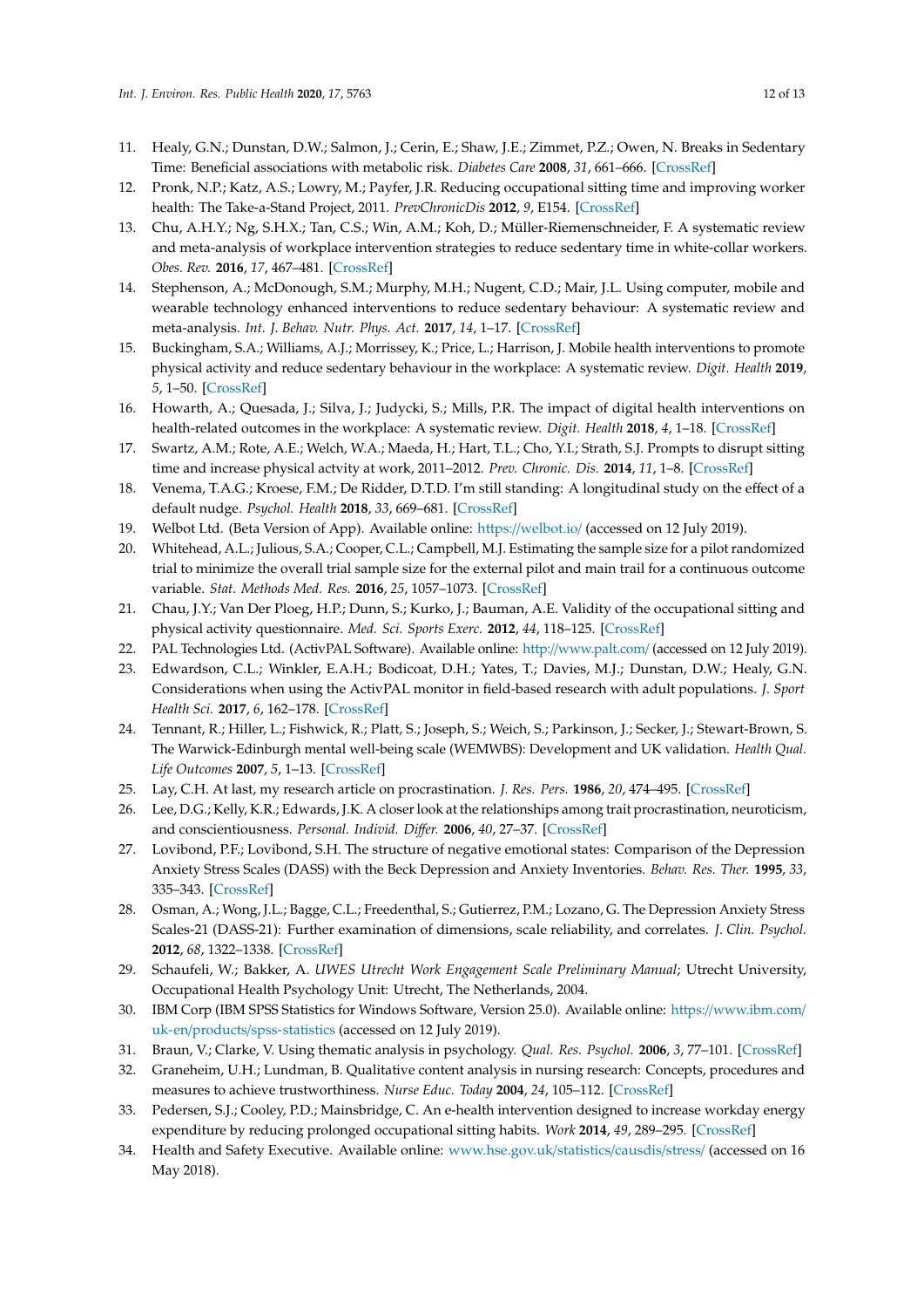11. Healy, G.N.; Dunstan, D.W.; Salmon, J.; Cerin, E.; Shaw, J.E.; Zimmet, P.Z.; Owen, N. Breaks in Sedentary Time: Beneficial associations with metabolic risk. *Diabetes Care* **2008**, *31*, 661–666. [CrossRef]
12. Pronk, N.P.; Katz, A.S.; Lowry, M.; Payfer, J.R. Reducing occupational sitting time and improving worker health: The Take-a-Stand Project, 2011. *PrevChronicDis* **2012**, *9*, E154. [CrossRef]
13. Chu, A.H.Y.; Ng, S.H.X.; Tan, C.S.; Win, A.M.; Koh, D.; Müller-Riemenschneider, F. A systematic review and meta-analysis of workplace intervention strategies to reduce sedentary time in white-collar workers. *Obes. Rev.* **2016**, *17*, 467–481. [CrossRef]
14. Stephenson, A.; McDonough, S.M.; Murphy, M.H.; Nugent, C.D.; Mair, J.L. Using computer, mobile and wearable technology enhanced interventions to reduce sedentary behaviour: A systematic review and meta-analysis. *Int. J. Behav. Nutr. Phys. Act.* **2017**, *14*, 1–17. [CrossRef]
15. Buckingham, S.A.; Williams, A.J.; Morrissey, K.; Price, L.; Harrison, J. Mobile health interventions to promote physical activity and reduce sedentary behaviour in the workplace: A systematic review. *Digit. Health* **2019**, *5*, 1–50. [CrossRef]
16. Howarth, A.; Quesada, J.; Silva, J.; Judycki, S.; Mills, P.R. The impact of digital health interventions on health-related outcomes in the workplace: A systematic review. *Digit. Health* **2018**, *4*, 1–18. [CrossRef]
17. Swartz, A.M.; Rote, A.E.; Welch, W.A.; Maeda, H.; Hart, T.L.; Cho, Y.I.; Strath, S.J. Prompts to disrupt sitting time and increase physical actvity at work, 2011–2012. *Prev. Chronic. Dis.* **2014**, *11*, 1–8. [CrossRef]
18. Venema, T.A.G.; Kroese, F.M.; De Ridder, D.T.D. I'm still standing: A longitudinal study on the effect of a default nudge. *Psychol. Health* **2018**, *33*, 669–681. [CrossRef]
19. Welbot Ltd. (Beta Version of App). Available online: https://welbot.io/ (accessed on 12 July 2019).
20. Whitehead, A.L.; Julious, S.A.; Cooper, C.L.; Campbell, M.J. Estimating the sample size for a pilot randomized trial to minimize the overall trial sample size for the external pilot and main trail for a continuous outcome variable. *Stat. Methods Med. Res.* **2016**, *25*, 1057–1073. [CrossRef]
21. Chau, J.Y.; Van Der Ploeg, H.P.; Dunn, S.; Kurko, J.; Bauman, A.E. Validity of the occupational sitting and physical activity questionnaire. *Med. Sci. Sports Exerc.* **2012**, *44*, 118–125. [CrossRef]
22. PAL Technologies Ltd. (ActivPAL Software). Available online: http://www.palt.com/ (accessed on 12 July 2019).
23. Edwardson, C.L.; Winkler, E.A.H.; Bodicoat, D.H.; Yates, T.; Davies, M.J.; Dunstan, D.W.; Healy, G.N. Considerations when using the ActivPAL monitor in field-based research with adult populations. *J. Sport Health Sci.* **2017**, *6*, 162–178. [CrossRef]
24. Tennant, R.; Hiller, L.; Fishwick, R.; Platt, S.; Joseph, S.; Weich, S.; Parkinson, J.; Secker, J.; Stewart-Brown, S. The Warwick-Edinburgh mental well-being scale (WEMWBS): Development and UK validation. *Health Qual. Life Outcomes* **2007**, *5*, 1–13. [CrossRef]
25. Lay, C.H. At last, my research article on procrastination. *J. Res. Pers.* **1986**, *20*, 474–495. [CrossRef]
26. Lee, D.G.; Kelly, K.R.; Edwards, J.K. A closer look at the relationships among trait procrastination, neuroticism, and conscientiousness. *Personal. Individ. Differ.* **2006**, *40*, 27–37. [CrossRef]
27. Lovibond, P.F.; Lovibond, S.H. The structure of negative emotional states: Comparison of the Depression Anxiety Stress Scales (DASS) with the Beck Depression and Anxiety Inventories. *Behav. Res. Ther.* **1995**, *33*, 335–343. [CrossRef]
28. Osman, A.; Wong, J.L.; Bagge, C.L.; Freedenthal, S.; Gutierrez, P.M.; Lozano, G. The Depression Anxiety Stress Scales-21 (DASS-21): Further examination of dimensions, scale reliability, and correlates. *J. Clin. Psychol.* **2012**, *68*, 1322–1338. [CrossRef]
29. Schaufeli, W.; Bakker, A. *UWES Utrecht Work Engagement Scale Preliminary Manual*; Utrecht University, Occupational Health Psychology Unit: Utrecht, The Netherlands, 2004.
30. IBM Corp (IBM SPSS Statistics for Windows Software, Version 25.0). Available online: https://www.ibm.com/uk-en/products/spss-statistics (accessed on 12 July 2019).
31. Braun, V.; Clarke, V. Using thematic analysis in psychology. *Qual. Res. Psychol.* **2006**, *3*, 77–101. [CrossRef]
32. Graneheim, U.H.; Lundman, B. Qualitative content analysis in nursing research: Concepts, procedures and measures to achieve trustworthiness. *Nurse Educ. Today* **2004**, *24*, 105–112. [CrossRef]
33. Pedersen, S.J.; Cooley, P.D.; Mainsbridge, C. An e-health intervention designed to increase workday energy expenditure by reducing prolonged occupational sitting habits. *Work* **2014**, *49*, 289–295. [CrossRef]
34. Health and Safety Executive. Available online: www.hse.gov.uk/statistics/causdis/stress/ (accessed on 16 May 2018).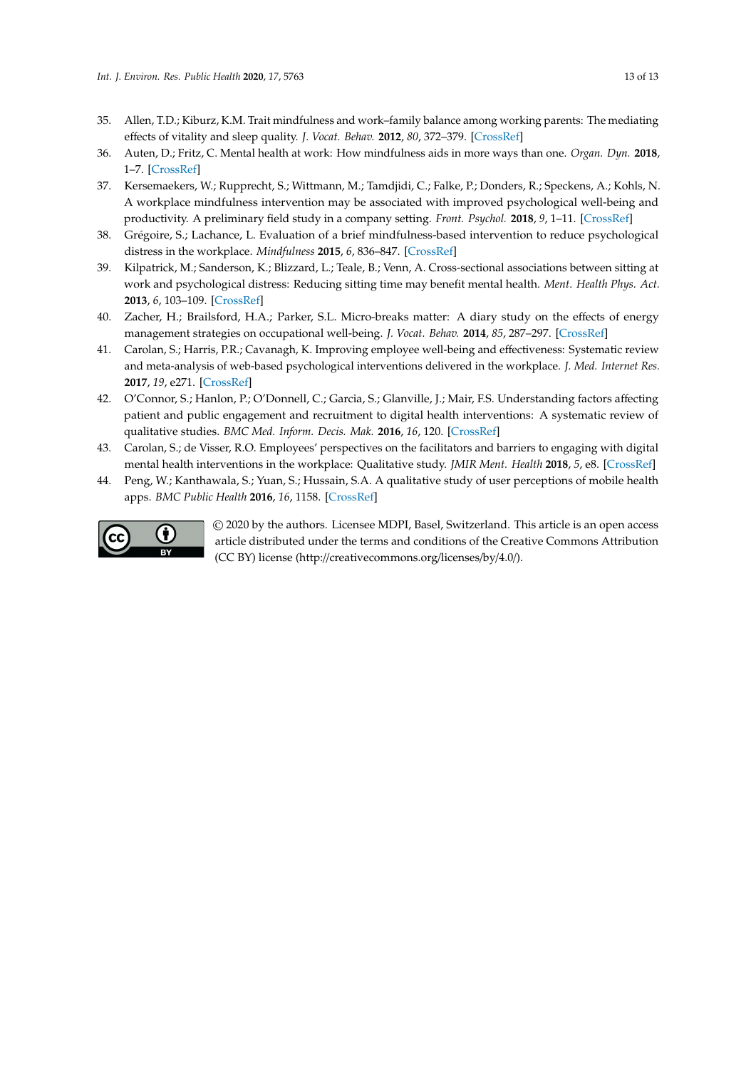35. Allen, T.D.; Kiburz, K.M. Trait mindfulness and work–family balance among working parents: The mediating effects of vitality and sleep quality. *J. Vocat. Behav.* **2012**, *80*, 372–379. [CrossRef]
36. Auten, D.; Fritz, C. Mental health at work: How mindfulness aids in more ways than one. *Organ. Dyn.* **2018**, 1–7. [CrossRef]
37. Kersemaekers, W.; Rupprecht, S.; Wittmann, M.; Tamdjidi, C.; Falke, P.; Donders, R.; Speckens, A.; Kohls, N. A workplace mindfulness intervention may be associated with improved psychological well-being and productivity. A preliminary field study in a company setting. *Front. Psychol.* **2018**, *9*, 1–11. [CrossRef]
38. Grégoire, S.; Lachance, L. Evaluation of a brief mindfulness-based intervention to reduce psychological distress in the workplace. *Mindfulness* **2015**, *6*, 836–847. [CrossRef]
39. Kilpatrick, M.; Sanderson, K.; Blizzard, L.; Teale, B.; Venn, A. Cross-sectional associations between sitting at work and psychological distress: Reducing sitting time may benefit mental health. *Ment. Health Phys. Act.* **2013**, *6*, 103–109. [CrossRef]
40. Zacher, H.; Brailsford, H.A.; Parker, S.L. Micro-breaks matter: A diary study on the effects of energy management strategies on occupational well-being. *J. Vocat. Behav.* **2014**, *85*, 287–297. [CrossRef]
41. Carolan, S.; Harris, P.R.; Cavanagh, K. Improving employee well-being and effectiveness: Systematic review and meta-analysis of web-based psychological interventions delivered in the workplace. *J. Med. Internet Res.* **2017**, *19*, e271. [CrossRef]
42. O'Connor, S.; Hanlon, P.; O'Donnell, C.; Garcia, S.; Glanville, J.; Mair, F.S. Understanding factors affecting patient and public engagement and recruitment to digital health interventions: A systematic review of qualitative studies. *BMC Med. Inform. Decis. Mak.* **2016**, *16*, 120. [CrossRef]
43. Carolan, S.; de Visser, R.O. Employees' perspectives on the facilitators and barriers to engaging with digital mental health interventions in the workplace: Qualitative study. *JMIR Ment. Health* **2018**, *5*, e8. [CrossRef]
44. Peng, W.; Kanthawala, S.; Yuan, S.; Hussain, S.A. A qualitative study of user perceptions of mobile health apps. *BMC Public Health* **2016**, *16*, 1158. [CrossRef]

© 2020 by the authors. Licensee MDPI, Basel, Switzerland. This article is an open access article distributed under the terms and conditions of the Creative Commons Attribution (CC BY) license (http://creativecommons.org/licenses/by/4.0/).